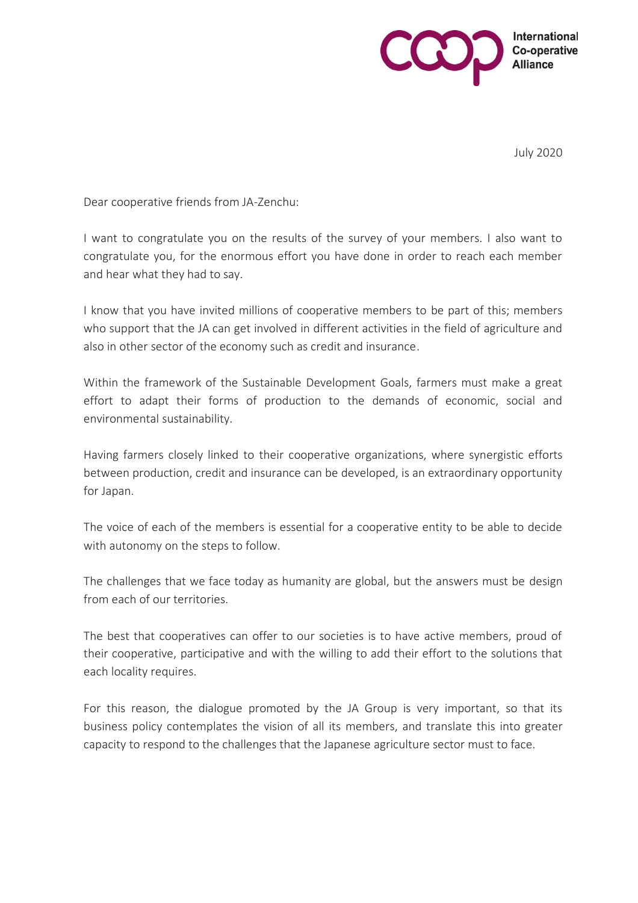International Co-operative Alliance

July 2020

Dear cooperative friends from JA-Zenchu:

I want to congratulate you on the results of the survey of your members. I also want to congratulate you, for the enormous effort you have done in order to reach each member and hear what they had to say.

I know that you have invited millions of cooperative members to be part of this; members who support that the JA can get involved in different activities in the field of agriculture and also in other sector of the economy such as credit and insurance.

Within the framework of the Sustainable Development Goals, farmers must make a great effort to adapt their forms of production to the demands of economic, social and environmental sustainability.

Having farmers closely linked to their cooperative organizations, where synergistic efforts between production, credit and insurance can be developed, is an extraordinary opportunity for Japan.

The voice of each of the members is essential for a cooperative entity to be able to decide with autonomy on the steps to follow.

The challenges that we face today as humanity are global, but the answers must be design from each of our territories.

The best that cooperatives can offer to our societies is to have active members, proud of their cooperative, participative and with the willing to add their effort to the solutions that each locality requires.

For this reason, the dialogue promoted by the JA Group is very important, so that its business policy contemplates the vision of all its members, and translate this into greater capacity to respond to the challenges that the Japanese agriculture sector must to face.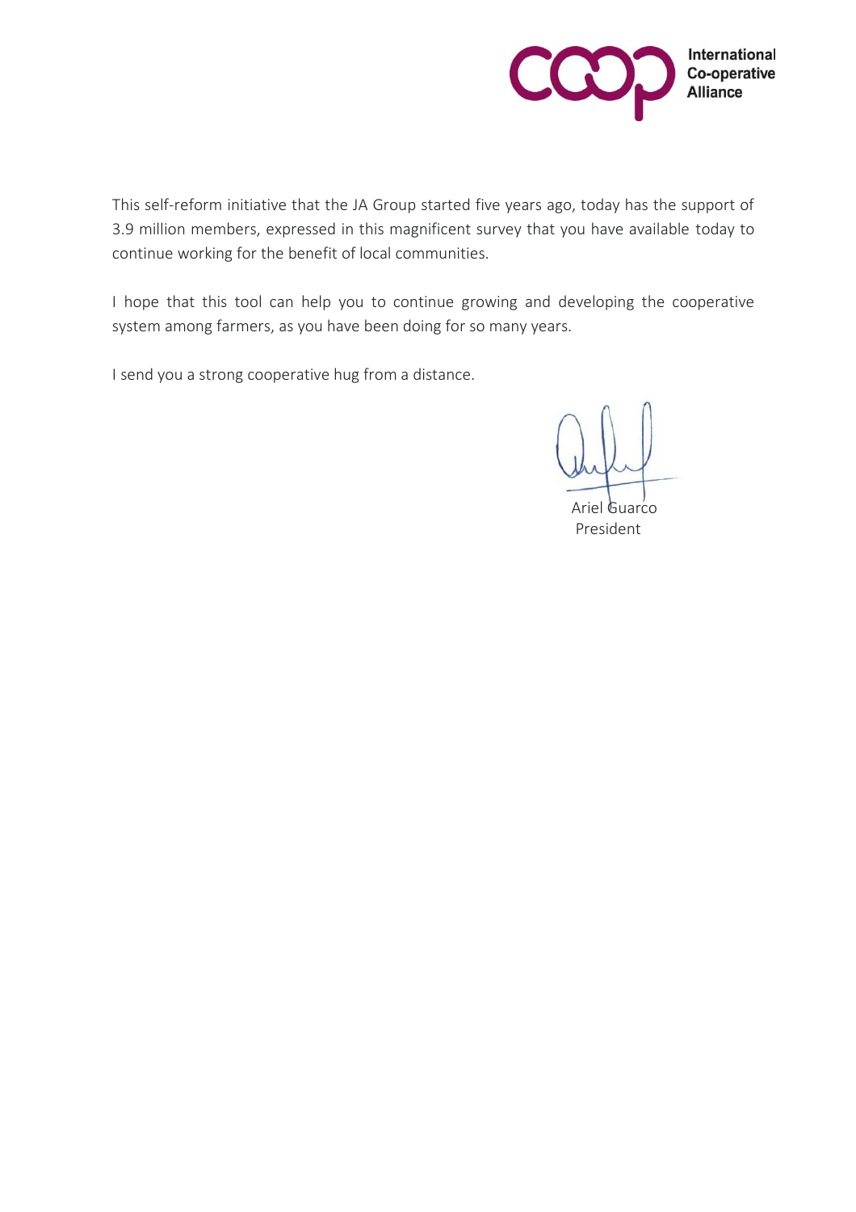This self-reform initiative that the JA Group started five years ago, today has the support of 3.9 million members, expressed in this magnificent survey that you have available today to continue working for the benefit of local communities.

I hope that this tool can help you to continue growing and developing the cooperative system among farmers, as you have been doing for so many years.

I send you a strong cooperative hug from a distance.

Ariel Guarco
President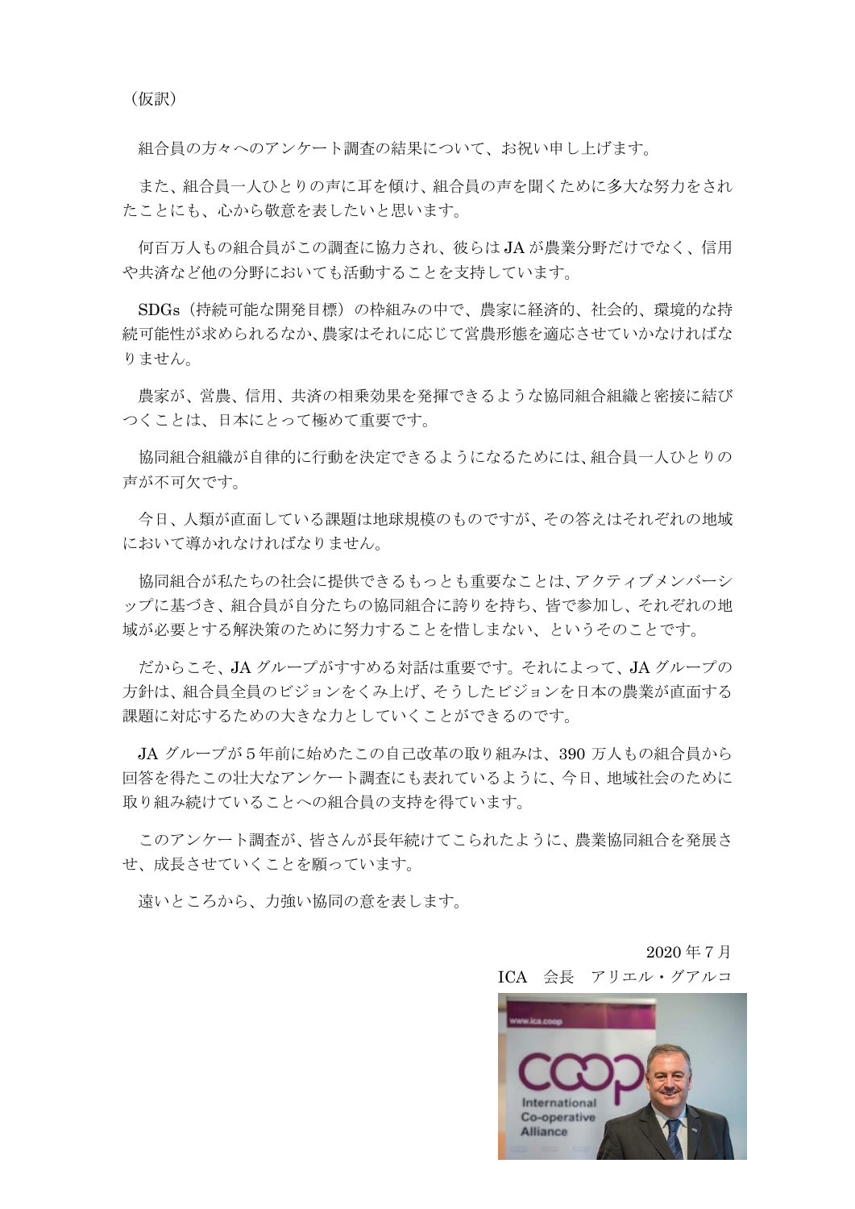（仮訳）

組合員の方々へのアンケート調査の結果について、お祝い申し上げます。

また、組合員一人ひとりの声に耳を傾け、組合員の声を聞くために多大な努力をされたことにも、心から敬意を表したいと思います。

何百万人もの組合員がこの調査に協力され、彼らは JA が農業分野だけでなく、信用や共済など他の分野においても活動することを支持しています。

SDGs（持続可能な開発目標）の枠組みの中で、農家に経済的、社会的、環境的な持続可能性が求められるなか、農家はそれに応じて営農形態を適応させていかなければなりません。

農家が、営農、信用、共済の相乗効果を発揮できるような協同組合組織と密接に結びつくことは、日本にとって極めて重要です。

協同組合組織が自律的に行動を決定できるようになるためには、組合員一人ひとりの声が不可欠です。

今日、人類が直面している課題は地球規模のものですが、その答えはそれぞれの地域において導かれなければなりません。

協同組合が私たちの社会に提供できるもっとも重要なことは、アクティブメンバーシップに基づき、組合員が自分たちの協同組合に誇りを持ち、皆で参加し、それぞれの地域が必要とする解決策のために努力することを惜しまない、というそのことです。

だからこそ、JA グループがすすめる対話は重要です。それによって、JA グループの方針は、組合員全員のビジョンをくみ上げ、そうしたビジョンを日本の農業が直面する課題に対応するための大きな力としていくことができるのです。

JA グループが 5 年前に始めたこの自己改革の取り組みは、390 万人もの組合員から回答を得たこの壮大なアンケート調査にも表れているように、今日、地域社会のために取り組み続けていることへの組合員の支持を得ています。

このアンケート調査が、皆さんが長年続けてこられたように、農業協同組合を発展させ、成長させていくことを願っています。

遠いところから、力強い協同の意を表します。

2020 年 7 月

ICA　会長　アリエル・グアルコ